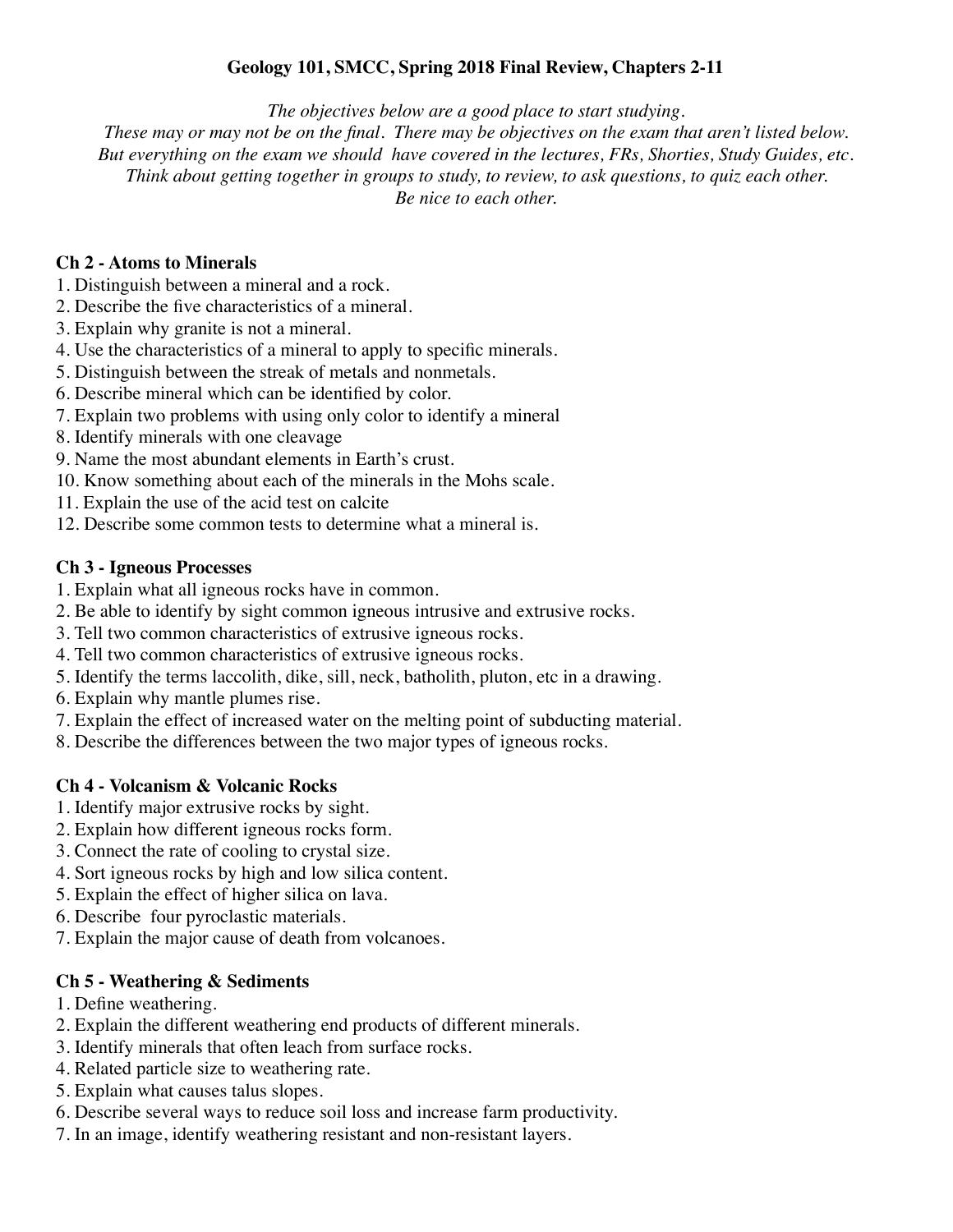# Geology 101, SMCC, Spring 2018 Final Review, Chapters 2-11

*The objectives below are a good place to start studying.*
*These may or may not be on the final. There may be objectives on the exam that aren't listed below.*
*But everything on the exam we should have covered in the lectures, FRs, Shorties, Study Guides, etc.*
*Think about getting together in groups to study, to review, to ask questions, to quiz each other.*
*Be nice to each other.*

## Ch 2 - Atoms to Minerals

1. Distinguish between a mineral and a rock.
2. Describe the five characteristics of a mineral.
3. Explain why granite is not a mineral.
4. Use the characteristics of a mineral to apply to specific minerals.
5. Distinguish between the streak of metals and nonmetals.
6. Describe mineral which can be identified by color.
7. Explain two problems with using only color to identify a mineral
8. Identify minerals with one cleavage
9. Name the most abundant elements in Earth's crust.
10. Know something about each of the minerals in the Mohs scale.
11. Explain the use of the acid test on calcite
12. Describe some common tests to determine what a mineral is.

## Ch 3 - Igneous Processes

1. Explain what all igneous rocks have in common.
2. Be able to identify by sight common igneous intrusive and extrusive rocks.
3. Tell two common characteristics of extrusive igneous rocks.
4. Tell two common characteristics of extrusive igneous rocks.
5. Identify the terms laccolith, dike, sill, neck, batholith, pluton, etc in a drawing.
6. Explain why mantle plumes rise.
7. Explain the effect of increased water on the melting point of subducting material.
8. Describe the differences between the two major types of igneous rocks.

## Ch 4 - Volcanism & Volcanic Rocks

1. Identify major extrusive rocks by sight.
2. Explain how different igneous rocks form.
3. Connect the rate of cooling to crystal size.
4. Sort igneous rocks by high and low silica content.
5. Explain the effect of higher silica on lava.
6. Describe four pyroclastic materials.
7. Explain the major cause of death from volcanoes.

## Ch 5 - Weathering & Sediments

1. Define weathering.
2. Explain the different weathering end products of different minerals.
3. Identify minerals that often leach from surface rocks.
4. Related particle size to weathering rate.
5. Explain what causes talus slopes.
6. Describe several ways to reduce soil loss and increase farm productivity.
7. In an image, identify weathering resistant and non-resistant layers.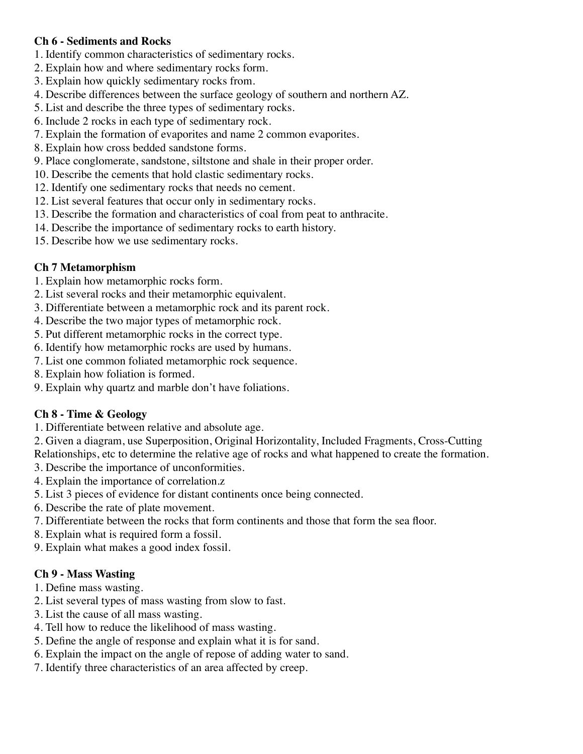**Ch 6 - Sediments and Rocks**

1. Identify common characteristics of sedimentary rocks.
2. Explain how and where sedimentary rocks form.
3. Explain how quickly sedimentary rocks from.
4. Describe differences between the surface geology of southern and northern AZ.
5. List and describe the three types of sedimentary rocks.
6. Include 2 rocks in each type of sedimentary rock.
7. Explain the formation of evaporites and name 2 common evaporites.
8. Explain how cross bedded sandstone forms.
9. Place conglomerate, sandstone, siltstone and shale in their proper order.
10. Describe the cements that hold clastic sedimentary rocks.

12. Identify one sedimentary rocks that needs no cement.

12. List several features that occur only in sedimentary rocks.
13. Describe the formation and characteristics of coal from peat to anthracite.
14. Describe the importance of sedimentary rocks to earth history.
15. Describe how we use sedimentary rocks.

**Ch 7 Metamorphism**

1. Explain how metamorphic rocks form.
2. List several rocks and their metamorphic equivalent.
3. Differentiate between a metamorphic rock and its parent rock.
4. Describe the two major types of metamorphic rock.
5. Put different metamorphic rocks in the correct type.
6. Identify how metamorphic rocks are used by humans.
7. List one common foliated metamorphic rock sequence.
8. Explain how foliation is formed.
9. Explain why quartz and marble don't have foliations.

**Ch 8 - Time & Geology**

1. Differentiate between relative and absolute age.
2. Given a diagram, use Superposition, Original Horizontality, Included Fragments, Cross-Cutting Relationships, etc to determine the relative age of rocks and what happened to create the formation.
3. Describe the importance of unconformities.
4. Explain the importance of correlation.z
5. List 3 pieces of evidence for distant continents once being connected.
6. Describe the rate of plate movement.
7. Differentiate between the rocks that form continents and those that form the sea floor.
8. Explain what is required form a fossil.
9. Explain what makes a good index fossil.

**Ch 9 - Mass Wasting**

1. Define mass wasting.
2. List several types of mass wasting from slow to fast.
3. List the cause of all mass wasting.
4. Tell how to reduce the likelihood of mass wasting.
5. Define the angle of response and explain what it is for sand.
6. Explain the impact on the angle of repose of adding water to sand.
7. Identify three characteristics of an area affected by creep.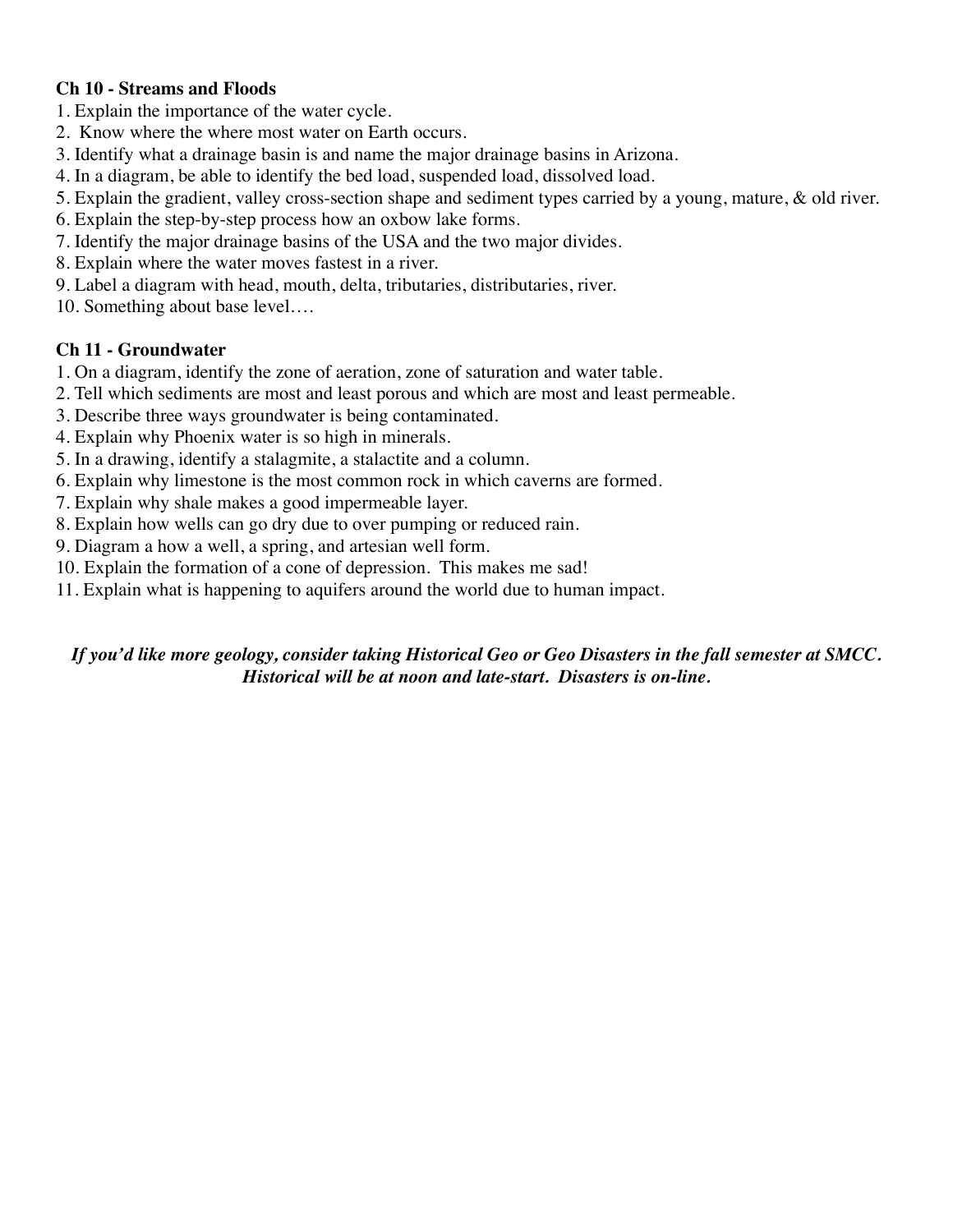**Ch 10 - Streams and Floods**

1. Explain the importance of the water cycle.
2. Know where the where most water on Earth occurs.
3. Identify what a drainage basin is and name the major drainage basins in Arizona.
4. In a diagram, be able to identify the bed load, suspended load, dissolved load.
5. Explain the gradient, valley cross-section shape and sediment types carried by a young, mature, & old river.
6. Explain the step-by-step process how an oxbow lake forms.
7. Identify the major drainage basins of the USA and the two major divides.
8. Explain where the water moves fastest in a river.
9. Label a diagram with head, mouth, delta, tributaries, distributaries, river.
10. Something about base level….

**Ch 11 - Groundwater**

1. On a diagram, identify the zone of aeration, zone of saturation and water table.
2. Tell which sediments are most and least porous and which are most and least permeable.
3. Describe three ways groundwater is being contaminated.
4. Explain why Phoenix water is so high in minerals.
5. In a drawing, identify a stalagmite, a stalactite and a column.
6. Explain why limestone is the most common rock in which caverns are formed.
7. Explain why shale makes a good impermeable layer.
8. Explain how wells can go dry due to over pumping or reduced rain.
9. Diagram a how a well, a spring, and artesian well form.
10. Explain the formation of a cone of depression. This makes me sad!
11. Explain what is happening to aquifers around the world due to human impact.

***If you'd like more geology, consider taking Historical Geo or Geo Disasters in the fall semester at SMCC. Historical will be at noon and late-start. Disasters is on-line.***